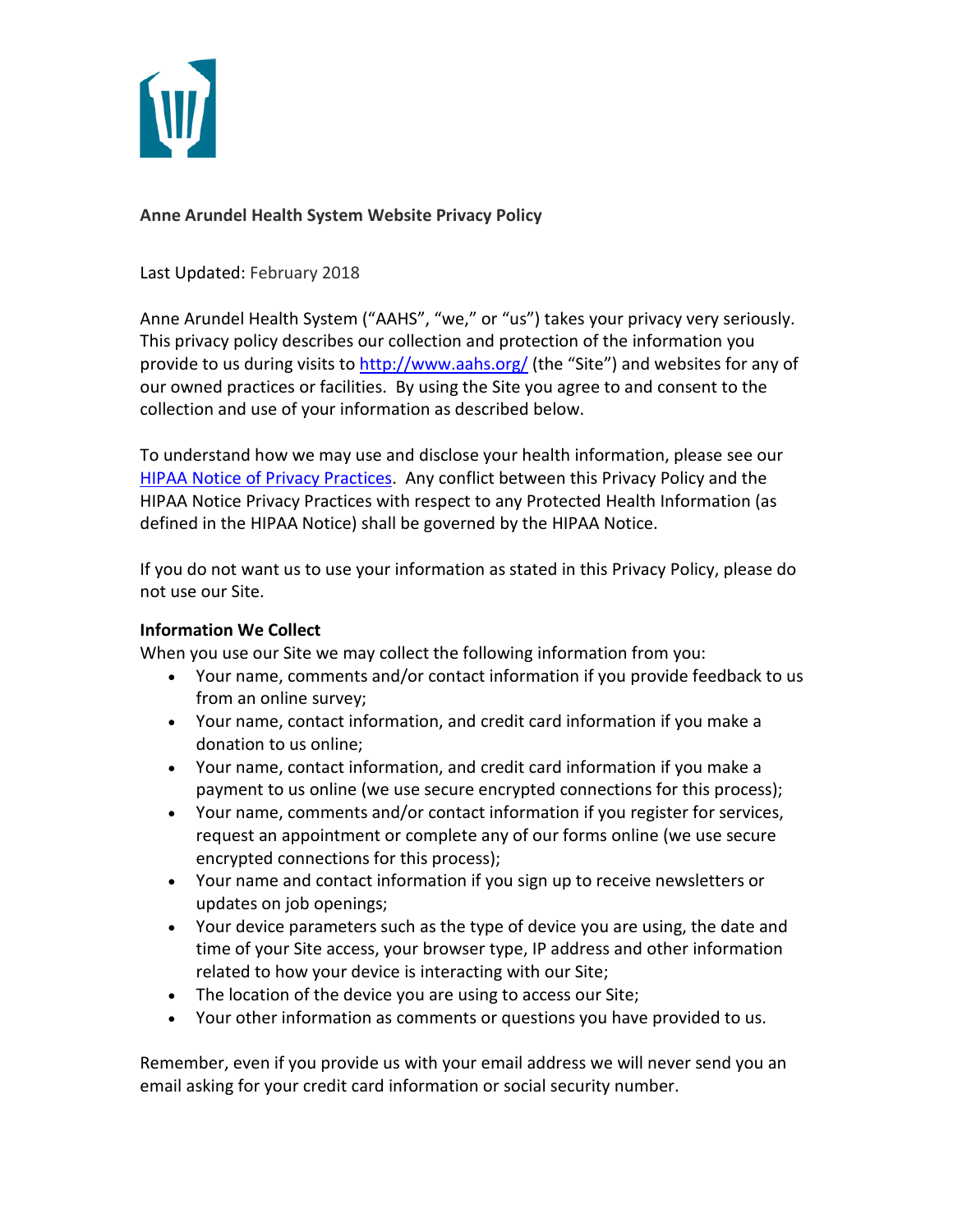# Anne Arundel Health System Website Privacy Policy

Last Updated: February 2018

Anne Arundel Health System ("AAHS", "we," or "us") takes your privacy very seriously. This privacy policy describes our collection and protection of the information you provide to us during visits to http://www.aahs.org/ (the "Site") and websites for any of our owned practices or facilities. By using the Site you agree to and consent to the collection and use of your information as described below.

To understand how we may use and disclose your health information, please see our HIPAA Notice of Privacy Practices. Any conflict between this Privacy Policy and the HIPAA Notice Privacy Practices with respect to any Protected Health Information (as defined in the HIPAA Notice) shall be governed by the HIPAA Notice.

If you do not want us to use your information as stated in this Privacy Policy, please do not use our Site.

## Information We Collect

When you use our Site we may collect the following information from you:

- Your name, comments and/or contact information if you provide feedback to us from an online survey;
- Your name, contact information, and credit card information if you make a donation to us online;
- Your name, contact information, and credit card information if you make a payment to us online (we use secure encrypted connections for this process);
- Your name, comments and/or contact information if you register for services, request an appointment or complete any of our forms online (we use secure encrypted connections for this process);
- Your name and contact information if you sign up to receive newsletters or updates on job openings;
- Your device parameters such as the type of device you are using, the date and time of your Site access, your browser type, IP address and other information related to how your device is interacting with our Site;
- The location of the device you are using to access our Site;
- Your other information as comments or questions you have provided to us.

Remember, even if you provide us with your email address we will never send you an email asking for your credit card information or social security number.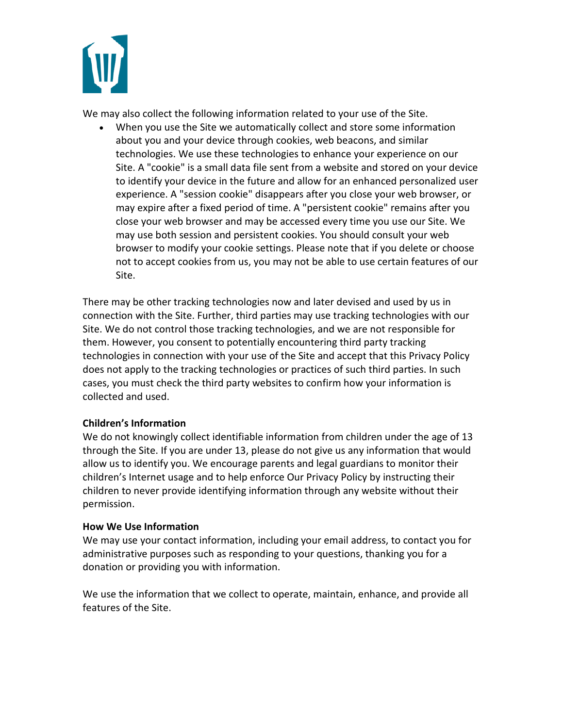We may also collect the following information related to your use of the Site.

- When you use the Site we automatically collect and store some information about you and your device through cookies, web beacons, and similar technologies. We use these technologies to enhance your experience on our Site. A "cookie" is a small data file sent from a website and stored on your device to identify your device in the future and allow for an enhanced personalized user experience. A "session cookie" disappears after you close your web browser, or may expire after a fixed period of time. A "persistent cookie" remains after you close your web browser and may be accessed every time you use our Site. We may use both session and persistent cookies. You should consult your web browser to modify your cookie settings. Please note that if you delete or choose not to accept cookies from us, you may not be able to use certain features of our Site.

There may be other tracking technologies now and later devised and used by us in connection with the Site. Further, third parties may use tracking technologies with our Site. We do not control those tracking technologies, and we are not responsible for them. However, you consent to potentially encountering third party tracking technologies in connection with your use of the Site and accept that this Privacy Policy does not apply to the tracking technologies or practices of such third parties. In such cases, you must check the third party websites to confirm how your information is collected and used.

**Children's Information**

We do not knowingly collect identifiable information from children under the age of 13 through the Site. If you are under 13, please do not give us any information that would allow us to identify you. We encourage parents and legal guardians to monitor their children's Internet usage and to help enforce Our Privacy Policy by instructing their children to never provide identifying information through any website without their permission.

**How We Use Information**

We may use your contact information, including your email address, to contact you for administrative purposes such as responding to your questions, thanking you for a donation or providing you with information.

We use the information that we collect to operate, maintain, enhance, and provide all features of the Site.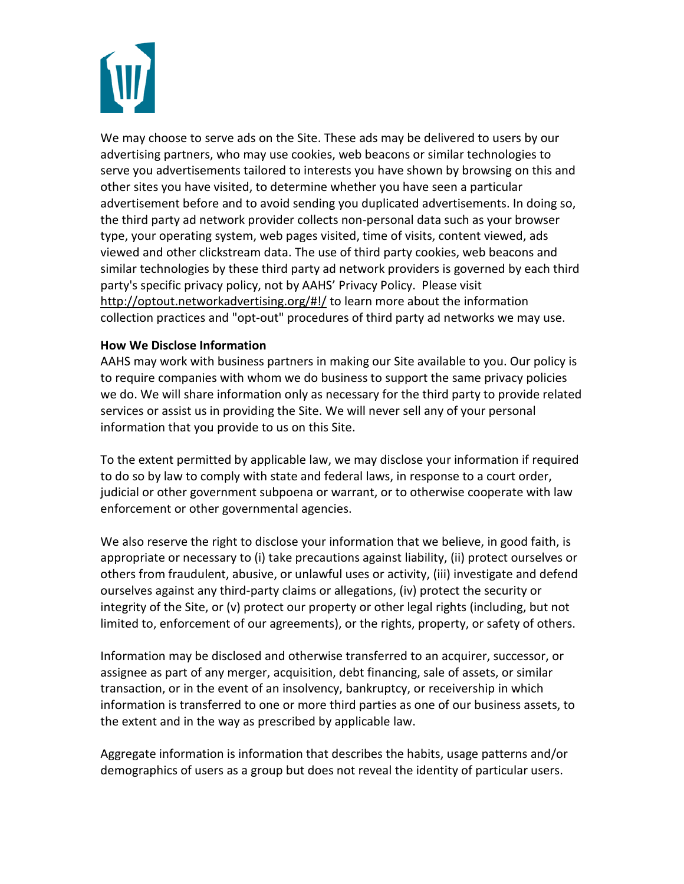We may choose to serve ads on the Site. These ads may be delivered to users by our advertising partners, who may use cookies, web beacons or similar technologies to serve you advertisements tailored to interests you have shown by browsing on this and other sites you have visited, to determine whether you have seen a particular advertisement before and to avoid sending you duplicated advertisements. In doing so, the third party ad network provider collects non-personal data such as your browser type, your operating system, web pages visited, time of visits, content viewed, ads viewed and other clickstream data. The use of third party cookies, web beacons and similar technologies by these third party ad network providers is governed by each third party's specific privacy policy, not by AAHS' Privacy Policy. Please visit http://optout.networkadvertising.org/#!/ to learn more about the information collection practices and "opt-out" procedures of third party ad networks we may use.

**How We Disclose Information**

AAHS may work with business partners in making our Site available to you. Our policy is to require companies with whom we do business to support the same privacy policies we do. We will share information only as necessary for the third party to provide related services or assist us in providing the Site. We will never sell any of your personal information that you provide to us on this Site.

To the extent permitted by applicable law, we may disclose your information if required to do so by law to comply with state and federal laws, in response to a court order, judicial or other government subpoena or warrant, or to otherwise cooperate with law enforcement or other governmental agencies.

We also reserve the right to disclose your information that we believe, in good faith, is appropriate or necessary to (i) take precautions against liability, (ii) protect ourselves or others from fraudulent, abusive, or unlawful uses or activity, (iii) investigate and defend ourselves against any third-party claims or allegations, (iv) protect the security or integrity of the Site, or (v) protect our property or other legal rights (including, but not limited to, enforcement of our agreements), or the rights, property, or safety of others.

Information may be disclosed and otherwise transferred to an acquirer, successor, or assignee as part of any merger, acquisition, debt financing, sale of assets, or similar transaction, or in the event of an insolvency, bankruptcy, or receivership in which information is transferred to one or more third parties as one of our business assets, to the extent and in the way as prescribed by applicable law.

Aggregate information is information that describes the habits, usage patterns and/or demographics of users as a group but does not reveal the identity of particular users.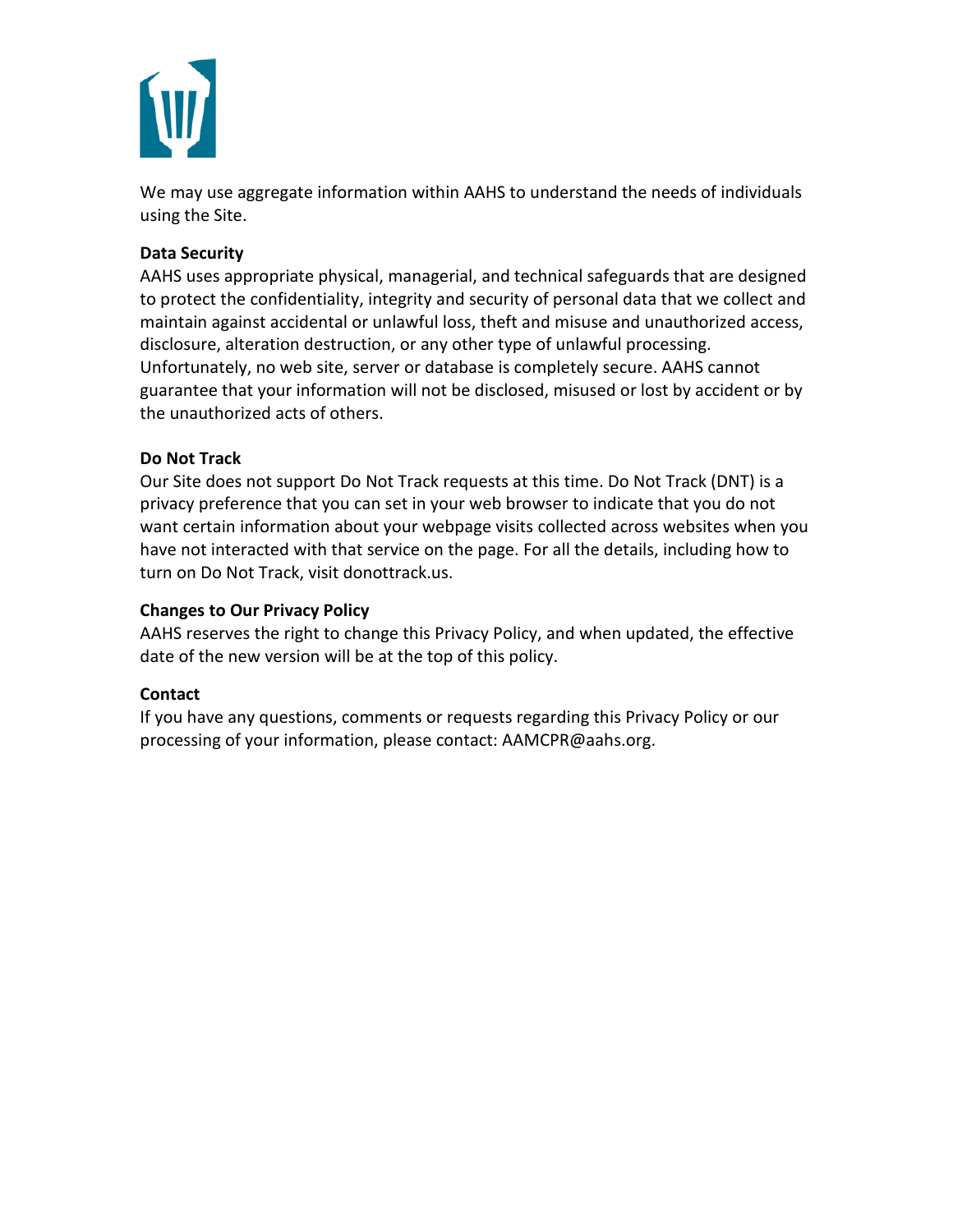We may use aggregate information within AAHS to understand the needs of individuals using the Site.

**Data Security**
AAHS uses appropriate physical, managerial, and technical safeguards that are designed to protect the confidentiality, integrity and security of personal data that we collect and maintain against accidental or unlawful loss, theft and misuse and unauthorized access, disclosure, alteration destruction, or any other type of unlawful processing. Unfortunately, no web site, server or database is completely secure. AAHS cannot guarantee that your information will not be disclosed, misused or lost by accident or by the unauthorized acts of others.

**Do Not Track**
Our Site does not support Do Not Track requests at this time. Do Not Track (DNT) is a privacy preference that you can set in your web browser to indicate that you do not want certain information about your webpage visits collected across websites when you have not interacted with that service on the page. For all the details, including how to turn on Do Not Track, visit donottrack.us.

**Changes to Our Privacy Policy**
AAHS reserves the right to change this Privacy Policy, and when updated, the effective date of the new version will be at the top of this policy.

**Contact**
If you have any questions, comments or requests regarding this Privacy Policy or our processing of your information, please contact: AAMCPR@aahs.org.